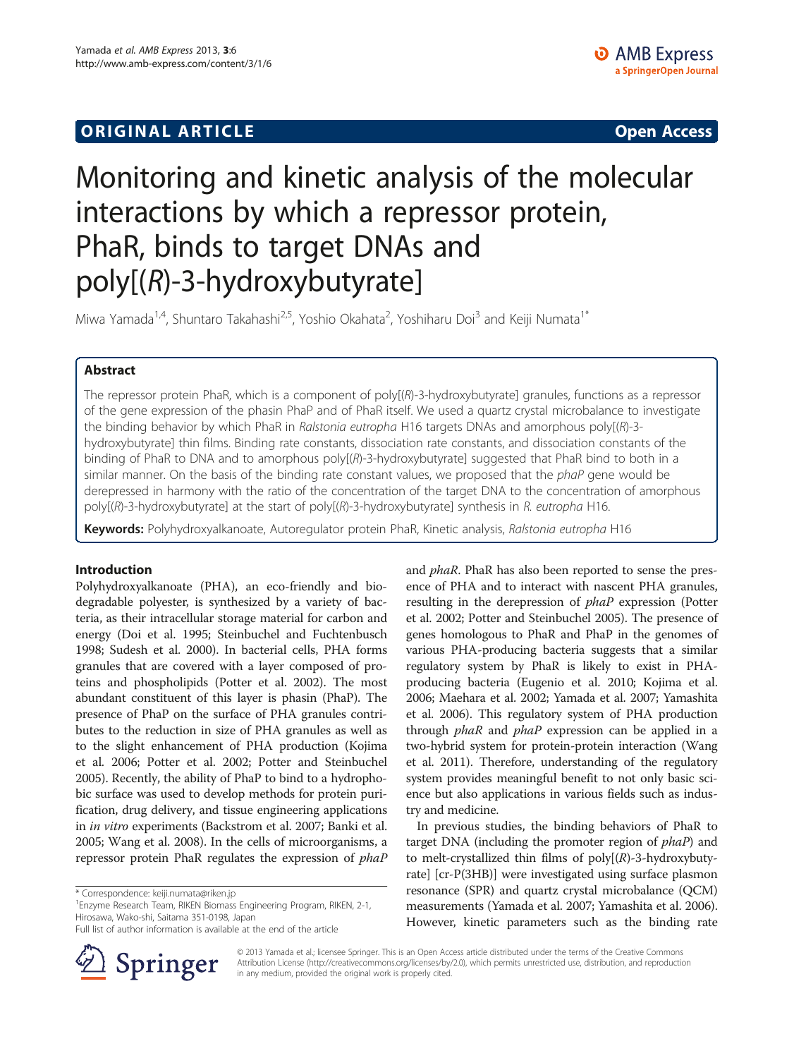ORIGINAL ARTICLE Open Access

# Monitoring and kinetic analysis of the molecular interactions by which a repressor protein, PhaR, binds to target DNAs and poly[(*R*)-3-hydroxybutyrate]

Miwa Yamada[1,4], Shuntaro Takahashi[2,5], Yoshio Okahata[2], Yoshiharu Doi[3] and Keiji Numata[1*]

## Abstract

The repressor protein PhaR, which is a component of poly[(*R*)-3-hydroxybutyrate] granules, functions as a repressor of the gene expression of the phasin PhaP and of PhaR itself. We used a quartz crystal microbalance to investigate the binding behavior by which PhaR in *Ralstonia eutropha* H16 targets DNAs and amorphous poly[(*R*)-3-hydroxybutyrate] thin films. Binding rate constants, dissociation rate constants, and dissociation constants of the binding of PhaR to DNA and to amorphous poly[(*R*)-3-hydroxybutyrate] suggested that PhaR bind to both in a similar manner. On the basis of the binding rate constant values, we proposed that the *phaP* gene would be derepressed in harmony with the ratio of the concentration of the target DNA to the concentration of amorphous poly[(*R*)-3-hydroxybutyrate] at the start of poly[(*R*)-3-hydroxybutyrate] synthesis in *R. eutropha* H16.

**Keywords:** Polyhydroxyalkanoate, Autoregulator protein PhaR, Kinetic analysis, *Ralstonia eutropha* H16

## Introduction

Polyhydroxyalkanoate (PHA), an eco-friendly and biodegradable polyester, is synthesized by a variety of bacteria, as their intracellular storage material for carbon and energy (Doi et al. 1995; Steinbuchel and Fuchtenbusch 1998; Sudesh et al. 2000). In bacterial cells, PHA forms granules that are covered with a layer composed of proteins and phospholipids (Potter et al. 2002). The most abundant constituent of this layer is phasin (PhaP). The presence of PhaP on the surface of PHA granules contributes to the reduction in size of PHA granules as well as to the slight enhancement of PHA production (Kojima et al. 2006; Potter et al. 2002; Potter and Steinbuchel 2005). Recently, the ability of PhaP to bind to a hydrophobic surface was used to develop methods for protein purification, drug delivery, and tissue engineering applications in *in vitro* experiments (Backstrom et al. 2007; Banki et al. 2005; Wang et al. 2008). In the cells of microorganisms, a repressor protein PhaR regulates the expression of *phaP* and *phaR*. PhaR has also been reported to sense the presence of PHA and to interact with nascent PHA granules, resulting in the derepression of *phaP* expression (Potter et al. 2002; Potter and Steinbuchel 2005). The presence of genes homologous to PhaR and PhaP in the genomes of various PHA-producing bacteria suggests that a similar regulatory system by PhaR is likely to exist in PHA-producing bacteria (Eugenio et al. 2010; Kojima et al. 2006; Maehara et al. 2002; Yamada et al. 2007; Yamashita et al. 2006). This regulatory system of PHA production through *phaR* and *phaP* expression can be applied in a two-hybrid system for protein-protein interaction (Wang et al. 2011). Therefore, understanding of the regulatory system provides meaningful benefit to not only basic science but also applications in various fields such as industry and medicine.

In previous studies, the binding behaviors of PhaR to target DNA (including the promoter region of *phaP*) and to melt-crystallized thin films of poly[(*R*)-3-hydroxybutyrate] [cr-P(3HB)] were investigated using surface plasmon resonance (SPR) and quartz crystal microbalance (QCM) measurements (Yamada et al. 2007; Yamashita et al. 2006). However, kinetic parameters such as the binding rate

\* Correspondence: keiji.numata@riken.jp
[1]Enzyme Research Team, RIKEN Biomass Engineering Program, RIKEN, 2-1, Hirosawa, Wako-shi, Saitama 351-0198, Japan
Full list of author information is available at the end of the article

© 2013 Yamada et al.; licensee Springer. This is an Open Access article distributed under the terms of the Creative Commons Attribution License (http://creativecommons.org/licenses/by/2.0), which permits unrestricted use, distribution, and reproduction in any medium, provided the original work is properly cited.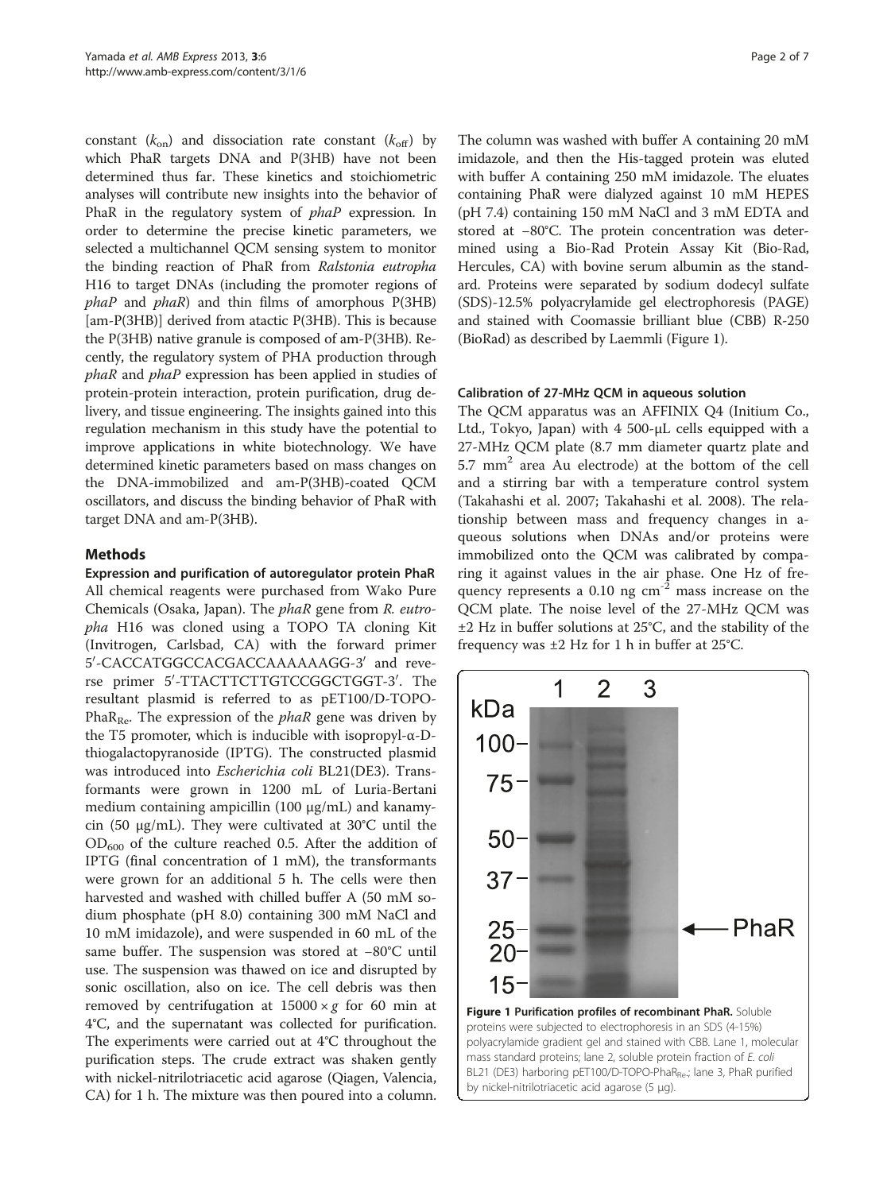constant ($k_{on}$) and dissociation rate constant ($k_{off}$) by which PhaR targets DNA and P(3HB) have not been determined thus far. These kinetics and stoichiometric analyses will contribute new insights into the behavior of PhaR in the regulatory system of *phaP* expression. In order to determine the precise kinetic parameters, we selected a multichannel QCM sensing system to monitor the binding reaction of PhaR from *Ralstonia eutropha* H16 to target DNAs (including the promoter regions of *phaP* and *phaR*) and thin films of amorphous P(3HB) [am-P(3HB)] derived from atactic P(3HB). This is because the P(3HB) native granule is composed of am-P(3HB). Recently, the regulatory system of PHA production through *phaR* and *phaP* expression has been applied in studies of protein-protein interaction, protein purification, drug delivery, and tissue engineering. The insights gained into this regulation mechanism in this study have the potential to improve applications in white biotechnology. We have determined kinetic parameters based on mass changes on the DNA-immobilized and am-P(3HB)-coated QCM oscillators, and discuss the binding behavior of PhaR with target DNA and am-P(3HB).

## Methods

### Expression and purification of autoregulator protein PhaR

All chemical reagents were purchased from Wako Pure Chemicals (Osaka, Japan). The *phaR* gene from *R. eutropha* H16 was cloned using a TOPO TA cloning Kit (Invitrogen, Carlsbad, CA) with the forward primer 5′-CACCATGGCCACGACCAAAAAAGG-3′ and reverse primer 5′-TTACTTCTTGTCCGGCTGGT-3′. The resultant plasmid is referred to as pET100/D-TOPO-PhaR$_{Re}$. The expression of the *phaR* gene was driven by the T5 promoter, which is inducible with isopropyl-α-D-thiogalactopyranoside (IPTG). The constructed plasmid was introduced into *Escherichia coli* BL21(DE3). Transformants were grown in 1200 mL of Luria-Bertani medium containing ampicillin (100 μg/mL) and kanamycin (50 μg/mL). They were cultivated at 30°C until the $OD_{600}$ of the culture reached 0.5. After the addition of IPTG (final concentration of 1 mM), the transformants were grown for an additional 5 h. The cells were then harvested and washed with chilled buffer A (50 mM sodium phosphate (pH 8.0) containing 300 mM NaCl and 10 mM imidazole), and were suspended in 60 mL of the same buffer. The suspension was stored at −80°C until use. The suspension was thawed on ice and disrupted by sonic oscillation, also on ice. The cell debris was then removed by centrifugation at 15000 × *g* for 60 min at 4°C, and the supernatant was collected for purification. The experiments were carried out at 4°C throughout the purification steps. The crude extract was shaken gently with nickel-nitrilotriacetic acid agarose (Qiagen, Valencia, CA) for 1 h. The mixture was then poured into a column. The column was washed with buffer A containing 20 mM imidazole, and then the His-tagged protein was eluted with buffer A containing 250 mM imidazole. The eluates containing PhaR were dialyzed against 10 mM HEPES (pH 7.4) containing 150 mM NaCl and 3 mM EDTA and stored at −80°C. The protein concentration was determined using a Bio-Rad Protein Assay Kit (Bio-Rad, Hercules, CA) with bovine serum albumin as the standard. Proteins were separated by sodium dodecyl sulfate (SDS)-12.5% polyacrylamide gel electrophoresis (PAGE) and stained with Coomassie brilliant blue (CBB) R-250 (BioRad) as described by Laemmli (Figure 1).

### Calibration of 27-MHz QCM in aqueous solution

The QCM apparatus was an AFFINIX Q4 (Initium Co., Ltd., Tokyo, Japan) with 4 500-μL cells equipped with a 27-MHz QCM plate (8.7 mm diameter quartz plate and 5.7 $mm^2$ area Au electrode) at the bottom of the cell and a stirring bar with a temperature control system (Takahashi et al. 2007; Takahashi et al. 2008). The relationship between mass and frequency changes in aqueous solutions when DNAs and/or proteins were immobilized onto the QCM was calibrated by comparing it against values in the air phase. One Hz of frequency represents a 0.10 ng $cm^{-2}$ mass increase on the QCM plate. The noise level of the 27-MHz QCM was ±2 Hz in buffer solutions at 25°C, and the stability of the frequency was ±2 Hz for 1 h in buffer at 25°C.

**Figure 1 Purification profiles of recombinant PhaR.** Soluble proteins were subjected to electrophoresis in an SDS (4-15%) polyacrylamide gradient gel and stained with CBB. Lane 1, molecular mass standard proteins; lane 2, soluble protein fraction of *E. coli* BL21 (DE3) harboring pET100/D-TOPO-PhaR$_{Re}$.; lane 3, PhaR purified by nickel-nitrilotriacetic acid agarose (5 μg).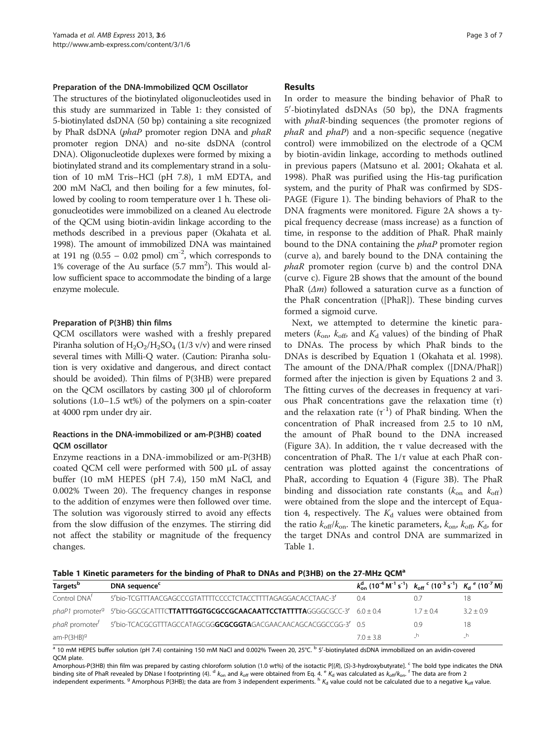### Preparation of the DNA-Immobilized QCM Oscillator

The structures of the biotinylated oligonucleotides used in this study are summarized in Table 1: they consisted of 5-biotinylated dsDNA (50 bp) containing a site recognized by PhaR dsDNA (*phaP* promoter region DNA and *phaR* promoter region DNA) and no-site dsDNA (control DNA). Oligonucleotide duplexes were formed by mixing a biotinylated strand and its complementary strand in a solution of 10 mM Tris–HCl (pH 7.8), 1 mM EDTA, and 200 mM NaCl, and then boiling for a few minutes, followed by cooling to room temperature over 1 h. These oligonucleotides were immobilized on a cleaned Au electrode of the QCM using biotin-avidin linkage according to the methods described in a previous paper (Okahata et al. 1998). The amount of immobilized DNA was maintained at 191 ng (0.55 – 0.02 pmol) $cm^{-2}$, which corresponds to 1% coverage of the Au surface (5.7 $mm^2$). This would allow sufficient space to accommodate the binding of a large enzyme molecule.

### Preparation of P(3HB) thin films

QCM oscillators were washed with a freshly prepared Piranha solution of $H_2O_2/H_2SO_4$ (1/3 v/v) and were rinsed several times with Milli-Q water. (Caution: Piranha solution is very oxidative and dangerous, and direct contact should be avoided). Thin films of P(3HB) were prepared on the QCM oscillators by casting 300 µl of chloroform solutions (1.0–1.5 wt%) of the polymers on a spin-coater at 4000 rpm under dry air.

### Reactions in the DNA-immobilized or am-P(3HB) coated QCM oscillator

Enzyme reactions in a DNA-immobilized or am-P(3HB) coated QCM cell were performed with 500 µL of assay buffer (10 mM HEPES (pH 7.4), 150 mM NaCl, and 0.002% Tween 20). The frequency changes in response to the addition of enzymes were then followed over time. The solution was vigorously stirred to avoid any effects from the slow diffusion of the enzymes. The stirring did not affect the stability or magnitude of the frequency changes.

## Results

In order to measure the binding behavior of PhaR to 5′-biotinylated dsDNAs (50 bp), the DNA fragments with *phaR*-binding sequences (the promoter regions of *phaR* and *phaP*) and a non-specific sequence (negative control) were immobilized on the electrode of a QCM by biotin-avidin linkage, according to methods outlined in previous papers (Matsuno et al. 2001; Okahata et al. 1998). PhaR was purified using the His-tag purification system, and the purity of PhaR was confirmed by SDS-PAGE (Figure 1). The binding behaviors of PhaR to the DNA fragments were monitored. Figure 2A shows a typical frequency decrease (mass increase) as a function of time, in response to the addition of PhaR. PhaR mainly bound to the DNA containing the *phaP* promoter region (curve a), and barely bound to the DNA containing the *phaR* promoter region (curve b) and the control DNA (curve c). Figure 2B shows that the amount of the bound PhaR ($\Delta m$) followed a saturation curve as a function of the PhaR concentration ([PhaR]). These binding curves formed a sigmoid curve.

Next, we attempted to determine the kinetic parameters ($k_{on}$, $k_{off}$, and $K_d$ values) of the binding of PhaR to DNAs. The process by which PhaR binds to the DNAs is described by Equation 1 (Okahata et al. 1998). The amount of the DNA/PhaR complex ([DNA/PhaR]) formed after the injection is given by Equations 2 and 3. The fitting curves of the decreases in frequency at various PhaR concentrations gave the relaxation time (τ) and the relaxation rate ($\tau^{-1}$) of PhaR binding. When the concentration of PhaR increased from 2.5 to 10 nM, the amount of PhaR bound to the DNA increased (Figure 3A). In addition, the τ value decreased with the concentration of PhaR. The 1/τ value at each PhaR concentration was plotted against the concentrations of PhaR, according to Equation 4 (Figure 3B). The PhaR binding and dissociation rate constants ($k_{on}$ and $k_{off}$) were obtained from the slope and the intercept of Equation 4, respectively. The $K_d$ values were obtained from the ratio $k_{off}/k_{on}$. The kinetic parameters, $k_{on}$, $k_{off}$, $K_d$, for the target DNAs and control DNA are summarized in Table 1.

**Table 1 Kinetic parameters for the binding of PhaR to DNAs and P(3HB) on the 27-MHz QCM[a]**

| Targets[b] | DNA sequence[c] | $k_{on}^{d}$ ($10^{-4}$ $M^{-1}$ $s^{-1}$) | $k_{off}$ [c] ($10^{-3}$ $s^{-1}$) | $K_d$ [e] ($10^{-7}$ M) |
|---|---|---|---|---|
| Control DNA[f] | 5′bio-TCGTTTAACGAGCCCGTATTTTCCCCTCTACCTTTTAGAGGACACCTAAC-3′ | 0.4 | 0.7 | 18 |
| *phaP1* promoter[g] | 5′bio-GGCGCATTTC**TTATTTGGTGCGCCGCAACAATTCCTATTTTA**GGGGCGCC-3′ | 6.0 ± 0.4 | 1.7 ± 0.4 | 3.2 ± 0.9 |
| *phaR* promoter[f] | 5′bio-TCACGCGTTTAGCCATAGCGG**GCGCGGTA**GACGAACAACAGCACGGCCGG-3′ | 0.5 | 0.9 | 18 |
| am-P(3HB)[g] | | 7.0 ± 3.8 | -[h] | -[h] |

[a] 10 mM HEPES buffer solution (pH 7.4) containing 150 mM NaCl and 0.002% Tween 20, 25°C. [b] 5′-biotinylated dsDNA immobilized on an avidin-covered QCM plate.
Amorphous-P(3HB) thin film was prepared by casting chloroform solution (1.0 wt%) of the isotactic P[(*R*), (*S*)-3-hydroxybutyrate]. [c] The bold type indicates the DNA binding site of PhaR revealed by DNase I footprinting (4). [d] $k_{on}$ and $k_{off}$ were obtained from Eq. 4. [e] $K_d$ was calculated as $k_{off}/k_{on}$. [f] The data are from 2 independent experiments. [g] Amorphous P(3HB); the data are from 3 independent experiments. [h] $K_d$ value could not be calculated due to a negative $k_{off}$ value.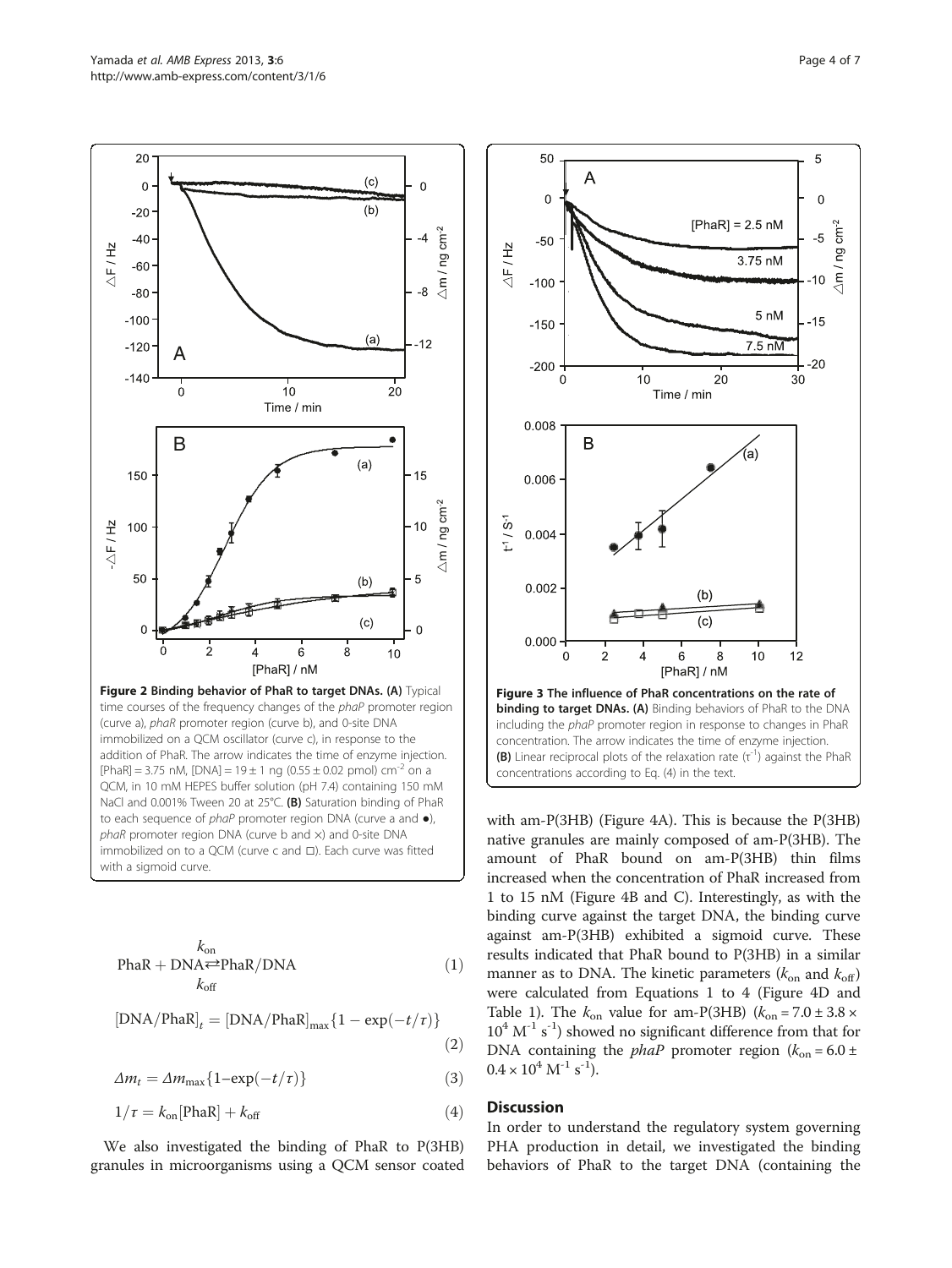**Figure 2 Binding behavior of PhaR to target DNAs. (A)** Typical time courses of the frequency changes of the *phaP* promoter region (curve a), *phaR* promoter region (curve b), and 0-site DNA immobilized on a QCM oscillator (curve c), in response to the addition of PhaR. The arrow indicates the time of enzyme injection. [PhaR] = 3.75 nM, [DNA] = 19 ± 1 ng (0.55 ± 0.02 pmol) $cm^{-2}$ on a QCM, in 10 mM HEPES buffer solution (pH 7.4) containing 150 mM NaCl and 0.001% Tween 20 at 25°C. **(B)** Saturation binding of PhaR to each sequence of *phaP* promoter region DNA (curve a and ●), *phaR* promoter region DNA (curve b and ×) and 0-site DNA immobilized on to a QCM (curve c and □). Each curve was fitted with a sigmoid curve.

$$\mathrm{PhaR} + \mathrm{DNA} \underset{k_{\mathrm{off}}}{\overset{k_{\mathrm{on}}}{\rightleftarrows}} \mathrm{PhaR/DNA} \tag{1}$$

$$[\mathrm{DNA/PhaR}]_t = [\mathrm{DNA/PhaR}]_{\max}\{1 - \exp(-t/\tau)\} \tag{2}$$

$$\Delta m_t = \Delta m_{\max}\{1 - \exp(-t/\tau)\} \tag{3}$$

$$1/\tau = k_{\mathrm{on}}[\mathrm{PhaR}] + k_{\mathrm{off}} \tag{4}$$

We also investigated the binding of PhaR to P(3HB) granules in microorganisms using a QCM sensor coated with am-P(3HB) (Figure 4A). This is because the P(3HB) native granules are mainly composed of am-P(3HB). The amount of PhaR bound on am-P(3HB) thin films increased when the concentration of PhaR increased from 1 to 15 nM (Figure 4B and C). Interestingly, as with the binding curve against the target DNA, the binding curve against am-P(3HB) exhibited a sigmoid curve. These results indicated that PhaR bound to P(3HB) in a similar manner as to DNA. The kinetic parameters ($k_{on}$ and $k_{off}$) were calculated from Equations 1 to 4 (Figure 4D and Table 1). The $k_{on}$ value for am-P(3HB) ($k_{on} = 7.0 \pm 3.8 \times 10^4\ M^{-1}\ s^{-1}$) showed no significant difference from that for DNA containing the *phaP* promoter region ($k_{on} = 6.0 \pm 0.4 \times 10^4\ M^{-1}\ s^{-1}$).

**Figure 3 The influence of PhaR concentrations on the rate of binding to target DNAs. (A)** Binding behaviors of PhaR to the DNA including the *phaP* promoter region in response to changes in PhaR concentration. The arrow indicates the time of enzyme injection. **(B)** Linear reciprocal plots of the relaxation rate ($\tau^{-1}$) against the PhaR concentrations according to Eq. (4) in the text.

## Discussion

In order to understand the regulatory system governing PHA production in detail, we investigated the binding behaviors of PhaR to the target DNA (containing the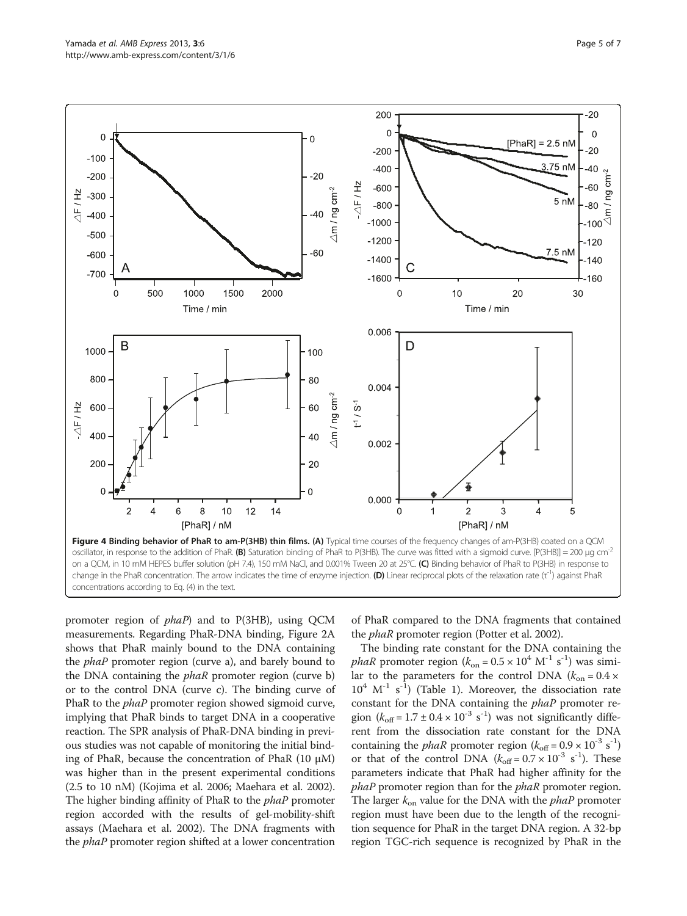**Figure 4 Binding behavior of PhaR to am-P(3HB) thin films. (A)** Typical time courses of the frequency changes of am-P(3HB) coated on a QCM oscillator, in response to the addition of PhaR. **(B)** Saturation binding of PhaR to P(3HB). The curve was fitted with a sigmoid curve. [P(3HB)] = 200 μg cm$^{-2}$ on a QCM, in 10 mM HEPES buffer solution (pH 7.4), 150 mM NaCl, and 0.001% Tween 20 at 25°C. **(C)** Binding behavior of PhaR to P(3HB) in response to change in the PhaR concentration. The arrow indicates the time of enzyme injection. **(D)** Linear reciprocal plots of the relaxation rate ($\tau^{-1}$) against PhaR concentrations according to Eq. (4) in the text.

promoter region of *phaP*) and to P(3HB), using QCM measurements. Regarding PhaR-DNA binding, Figure 2A shows that PhaR mainly bound to the DNA containing the *phaP* promoter region (curve a), and barely bound to the DNA containing the *phaR* promoter region (curve b) or to the control DNA (curve c). The binding curve of PhaR to the *phaP* promoter region showed sigmoid curve, implying that PhaR binds to target DNA in a cooperative reaction. The SPR analysis of PhaR-DNA binding in previous studies was not capable of monitoring the initial binding of PhaR, because the concentration of PhaR (10 μM) was higher than in the present experimental conditions (2.5 to 10 nM) (Kojima et al. 2006; Maehara et al. 2002). The higher binding affinity of PhaR to the *phaP* promoter region accorded with the results of gel-mobility-shift assays (Maehara et al. 2002). The DNA fragments with the *phaP* promoter region shifted at a lower concentration of PhaR compared to the DNA fragments that contained the *phaR* promoter region (Potter et al. 2002).

The binding rate constant for the DNA containing the *phaR* promoter region ($k_{on} = 0.5 \times 10^4$ M$^{-1}$ s$^{-1}$) was similar to the parameters for the control DNA ($k_{on} = 0.4 \times 10^4$ M$^{-1}$ s$^{-1}$) (Table 1). Moreover, the dissociation rate constant for the DNA containing the *phaP* promoter region ($k_{off} = 1.7 \pm 0.4 \times 10^{-3}$ s$^{-1}$) was not significantly different from the dissociation rate constant for the DNA containing the *phaR* promoter region ($k_{off} = 0.9 \times 10^{-3}$ s$^{-1}$) or that of the control DNA ($k_{off} = 0.7 \times 10^{-3}$ s$^{-1}$). These parameters indicate that PhaR had higher affinity for the *phaP* promoter region than for the *phaR* promoter region. The larger $k_{on}$ value for the DNA with the *phaP* promoter region must have been due to the length of the recognition sequence for PhaR in the target DNA region. A 32-bp region TGC-rich sequence is recognized by PhaR in the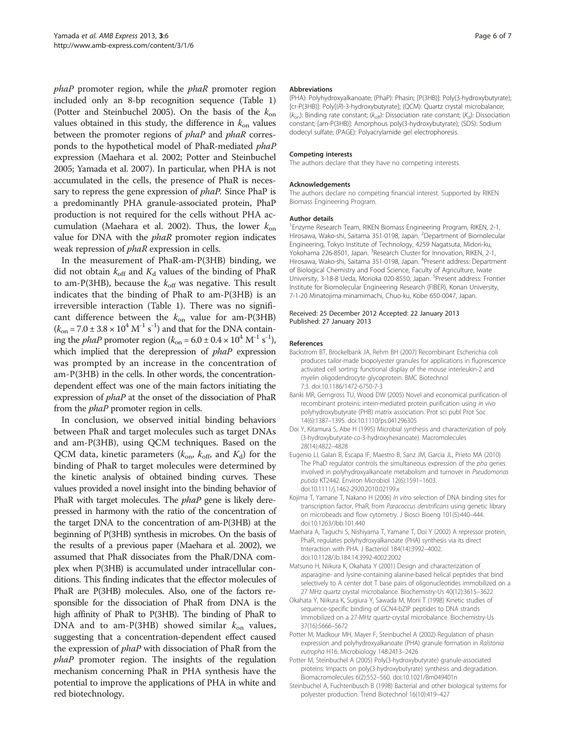*phaP* promoter region, while the *phaR* promoter region included only an 8-bp recognition sequence (Table 1) (Potter and Steinbuchel 2005). On the basis of the $k_{on}$ values obtained in this study, the difference in $k_{on}$ values between the promoter regions of *phaP* and *phaR* corresponds to the hypothetical model of PhaR-mediated *phaP* expression (Maehara et al. 2002; Potter and Steinbuchel 2005; Yamada et al. 2007). In particular, when PHA is not accumulated in the cells, the presence of PhaR is necessary to repress the gene expression of *phaP*. Since PhaP is a predominantly PHA granule-associated protein, PhaP production is not required for the cells without PHA accumulation (Maehara et al. 2002). Thus, the lower $k_{on}$ value for DNA with the *phaR* promoter region indicates weak repression of *phaR* expression in cells.

In the measurement of PhaR-am-P(3HB) binding, we did not obtain $k_{off}$ and $K_d$ values of the binding of PhaR to am-P(3HB), because the $k_{off}$ was negative. This result indicates that the binding of PhaR to am-P(3HB) is an irreversible interaction (Table 1). There was no significant difference between the $k_{on}$ value for am-P(3HB) ($k_{on} = 7.0 \pm 3.8 \times 10^4$ $M^{-1}$ $s^{-1}$) and that for the DNA containing the *phaP* promoter region ($k_{on} = 6.0 \pm 0.4 \times 10^4$ $M^{-1}$ $s^{-1}$), which implied that the derepression of *phaP* expression was prompted by an increase in the concentration of am-P(3HB) in the cells. In other words, the concentration-dependent effect was one of the main factors initiating the expression of *phaP* at the onset of the dissociation of PhaR from the *phaP* promoter region in cells.

In conclusion, we observed initial binding behaviors between PhaR and target molecules such as target DNAs and am-P(3HB), using QCM techniques. Based on the QCM data, kinetic parameters ($k_{on}$, $k_{off}$, and $K_d$) for the binding of PhaR to target molecules were determined by the kinetic analysis of obtained binding curves. These values provided a novel insight into the binding behavior of PhaR with target molecules. The *phaP* gene is likely derepressed in harmony with the ratio of the concentration of the target DNA to the concentration of am-P(3HB) at the beginning of P(3HB) synthesis in microbes. On the basis of the results of a previous paper (Maehara et al. 2002), we assumed that PhaR dissociates from the PhaR/DNA complex when P(3HB) is accumulated under intracellular conditions. This finding indicates that the effector molecules of PhaR are P(3HB) molecules. Also, one of the factors responsible for the dissociation of PhaR from DNA is the high affinity of PhaR to P(3HB). The binding of PhaR to DNA and to am-P(3HB) showed similar $k_{on}$ values, suggesting that a concentration-dependent effect caused the expression of *phaP* with dissociation of PhaR from the *phaP* promoter region. The insights of the regulation mechanism concerning PhaR in PHA synthesis have the potential to improve the applications of PHA in white and red biotechnology.

#### Abbreviations

(PHA): Polyhydroxyalkanoate; (PhaP): Phasin; [P(3HB)]: Poly(3-hydroxybutyrate); [cr-P(3HB)]: Poly[(*R*)-3-hydroxybutyrate]; (QCM): Quartz crystal microbalance; ($k_{on}$): Binding rate constant; ($k_{off}$): Dissociation rate constant; ($K_d$): Dissociation constant; [am-P(3HB)]: Amorphous poly(3-hydroxybutyrate); (SDS): Sodium dodecyl sulfate; (PAGE): Polyacrylamide gel electrophoresis.

#### Competing interests

The authors declare that they have no competing interests.

#### Acknowledgements

The authors declare no competing financial interest. Supported by RIKEN Biomass Engineering Program.

#### Author details

[1]Enzyme Research Team, RIKEN Biomass Engineering Program, RIKEN, 2-1, Hirosawa, Wako-shi, Saitama 351-0198, Japan. [2]Department of Biomolecular Engineering, Tokyo Institute of Technology, 4259 Nagatsuta, Midori-ku, Yokohama 226-8501, Japan. [3]Research Cluster for Innovation, RIKEN, 2-1, Hirosawa, Wako-shi, Saitama 351-0198, Japan. [4]Present address: Department of Biological Chemistry and Food Science, Faculty of Agriculture, Iwate University, 3-18-8 Ueda, Morioka 020-8550, Japan. [5]Present address: Frontier Institute for Biomolecular Engineering Research (FIBER), Konan University, 7-1-20 Minatojima-minamimachi, Chuo-ku, Kobe 650-0047, Japan.

Received: 25 December 2012 Accepted: 22 January 2013
Published: 27 January 2013

#### References

Backstrom BT, Brockelbank JA, Rehm BH (2007) Recombinant Escherichia coli produces tailor-made biopolyester granules for applications in fluorescence activated cell sorting: functional display of the mouse interleukin-2 and myelin oligodendrocyte glycoprotein. BMC Biotechnol 7:3. doi:10.1186/1472-6750-7-3

Banki MR, Gerngross TU, Wood DW (2005) Novel and economical purification of recombinant proteins: intein-mediated protein purification using *in vivo* polyhydroxybutyrate (PHB) matrix association. Prot sci publ Prot Soc 14(6):1387–1395. doi:10.1110/ps.041296305

Doi Y, Kitamura S, Abe H (1995) Microbial synthesis and characterization of poly (3-hydroxybutyrate-*co*-3-hydroxyhexanoate). Macromolecules 28(14):4822–4828

Eugenio LI, Galan B, Escapa IF, Maestro B, Sanz JM, Garcia JL, Prieto MA (2010) The PhaD regulator controls the simultaneous expression of the *pha* genes involved in polyhydroxyalkanoate metabolism and turnover in *Pseudomonas putida* KT2442. Environ Microbiol 12(6):1591–1603. doi:10.1111/j.1462-2920.2010.02199.x

Kojima T, Yamane T, Nakano H (2006) *In vitro* selection of DNA binding sites for transcription factor, PhaR, from *Paracoccus denitrificans* using genetic library on microbeads and flow cytometry. J Biosci Bioeng 101(5):440–444. doi:10.1263/Jbb.101.440

Maehara A, Taguchi S, Nishiyama T, Yamane T, Doi Y (2002) A repressor protein, PhaR, regulates polyhydroxyalkanoate (PHA) synthesis via its direct tnteraction with PHA. J Bacteriol 184(14):3992–4002. doi:10.1128/Jb.184.14.3992-4002.2002

Matsuno H, Niikura K, Okahata Y (2001) Design and characterization of asparagine- and lysine-containing alanine-based helical peptides that bind selectively to A center dot T base pairs of oligonucleotides immobilized on a 27 MHz quartz crystal microbalance. Biochemistry-Us 40(12):3615–3622

Okahata Y, Niikura K, Sugiura Y, Sawada M, Morii T (1998) Kinetic studies of sequence-specific binding of GCN4-bZIP peptides to DNA strands immobilized on a 27-MHz quartz-crystal microbalance. Biochemistry-Us 37(16):5666–5672

Potter M, Madkour MH, Mayer F, Steinbuchel A (2002) Regulation of phasin expression and polyhydroxyalkanoate (PHA) granule formation in *Ralstonia eutropha* H16. Microbiology 148:2413–2426

Potter M, Steinbuchel A (2005) Poly(3-hydroxybutyrate) granule-associated proteins: Impacts on poly(3-hydroxybutyrate) synthesis and degradation. Biomacromolecules 6(2):552–560. doi:10.1021/Bm049401n

Steinbuchel A, Fuchtenbusch B (1998) Bacterial and other biological systems for polyester production. Trend Biotechnol 16(10):419–427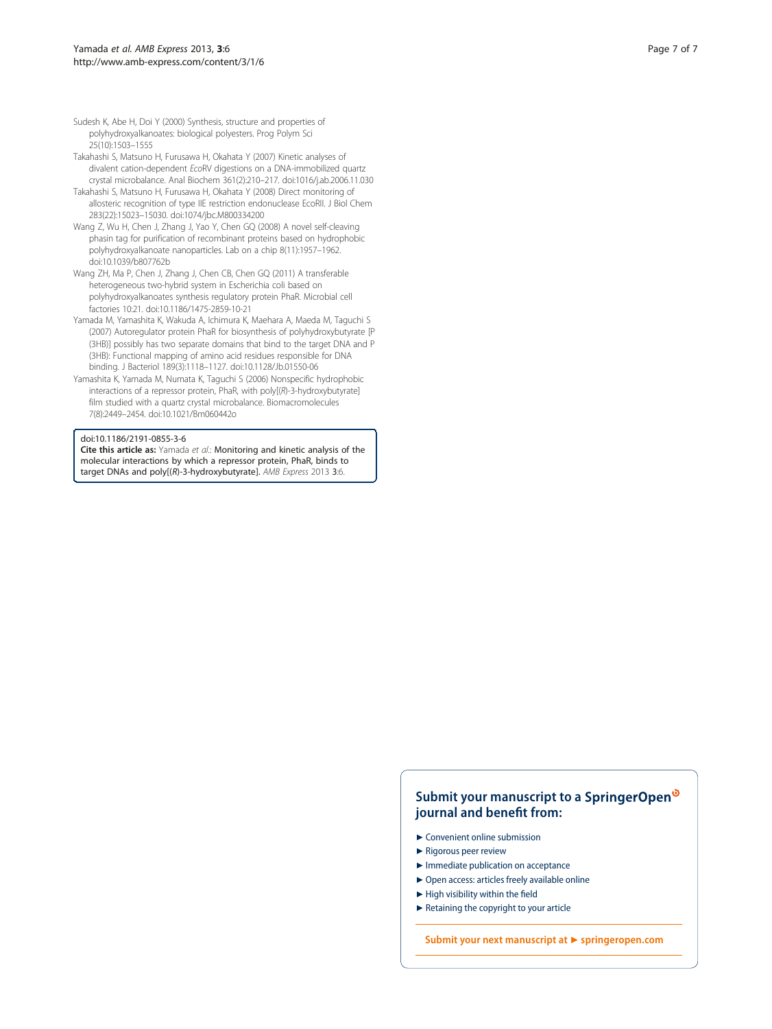Sudesh K, Abe H, Doi Y (2000) Synthesis, structure and properties of polyhydroxyalkanoates: biological polyesters. Prog Polym Sci 25(10):1503–1555

Takahashi S, Matsuno H, Furusawa H, Okahata Y (2007) Kinetic analyses of divalent cation-dependent *Eco*RV digestions on a DNA-immobilized quartz crystal microbalance. Anal Biochem 361(2):210–217. doi:10.1016/j.ab.2006.11.030

Takahashi S, Matsuno H, Furusawa H, Okahata Y (2008) Direct monitoring of allosteric recognition of type IIE restriction endonuclease EcoRII. J Biol Chem 283(22):15023–15030. doi:1074/jbc.M800334200

Wang Z, Wu H, Chen J, Zhang J, Yao Y, Chen GQ (2008) A novel self-cleaving phasin tag for purification of recombinant proteins based on hydrophobic polyhydroxyalkanoate nanoparticles. Lab on a chip 8(11):1957–1962. doi:10.1039/b807762b

Wang ZH, Ma P, Chen J, Zhang J, Chen CB, Chen GQ (2011) A transferable heterogeneous two-hybrid system in Escherichia coli based on polyhydroxyalkanoates synthesis regulatory protein PhaR. Microbial cell factories 10:21. doi:10.1186/1475-2859-10-21

Yamada M, Yamashita K, Wakuda A, Ichimura K, Maehara A, Maeda M, Taguchi S (2007) Autoregulator protein PhaR for biosynthesis of polyhydroxybutyrate [P(3HB)] possibly has two separate domains that bind to the target DNA and P(3HB): Functional mapping of amino acid residues responsible for DNA binding. J Bacteriol 189(3):1118–1127. doi:10.1128/Jb.01550-06

Yamashita K, Yamada M, Numata K, Taguchi S (2006) Nonspecific hydrophobic interactions of a repressor protein, PhaR, with poly[(*R*)-3-hydroxybutyrate] film studied with a quartz crystal microbalance. Biomacromolecules 7(8):2449–2454. doi:10.1021/Bm060442o

doi:10.1186/2191-0855-3-6

**Cite this article as:** Yamada *et al.*: Monitoring and kinetic analysis of the molecular interactions by which a repressor protein, PhaR, binds to target DNAs and poly[(*R*)-3-hydroxybutyrate]. *AMB Express* 2013 **3**:6.

**Submit your manuscript to a SpringerOpen journal and benefit from:**

- ► Convenient online submission
- ► Rigorous peer review
- ► Immediate publication on acceptance
- ► Open access: articles freely available online
- ► High visibility within the field
- ► Retaining the copyright to your article

**Submit your next manuscript at ► springeropen.com**